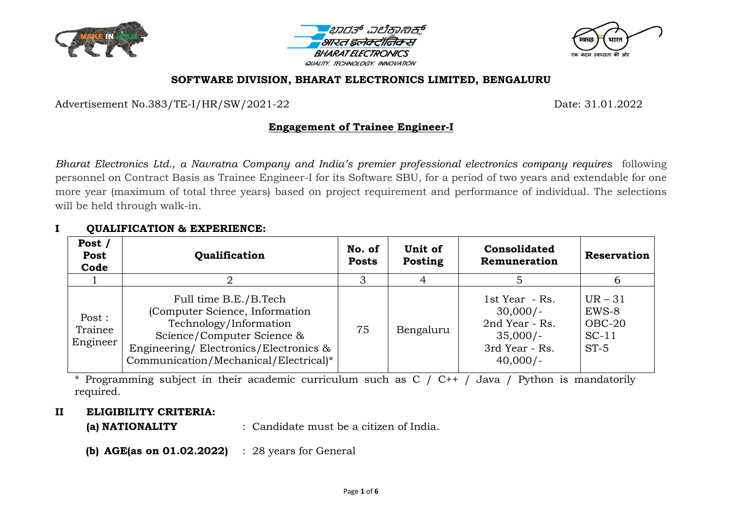**SOFTWARE DIVISION, BHARAT ELECTRONICS LIMITED, BENGALURU**

Advertisement No.383/TE-I/HR/SW/2021-22 Date: 31.01.2022

## Engagement of Trainee Engineer-I

*Bharat Electronics Ltd., a Navratna Company and India's premier professional electronics company requires* following personnel on Contract Basis as Trainee Engineer-I for its Software SBU, for a period of two years and extendable for one more year (maximum of total three years) based on project requirement and performance of individual. The selections will be held through walk-in.

### I QUALIFICATION & EXPERIENCE:

| Post / Post Code | Qualification | No. of Posts | Unit of Posting | Consolidated Remuneration | Reservation |
|---|---|---|---|---|---|
| 1 | 2 | 3 | 4 | 5 | 6 |
| Post : Trainee Engineer | Full time B.E./B.Tech (Computer Science, Information Technology/Information Science/Computer Science & Engineering/ Electronics/Electronics & Communication/Mechanical/Electrical)* | 75 | Bengaluru | 1st Year - Rs. 30,000/- 2nd Year - Rs. 35,000/- 3rd Year - Rs. 40,000/- | UR – 31 EWS-8 OBC-20 SC-11 ST-5 |

* Programming subject in their academic curriculum such as C / C++ / Java / Python is mandatorily required.

### II ELIGIBILITY CRITERIA:

**(a) NATIONALITY** : Candidate must be a citizen of India.

**(b) AGE(as on 01.02.2022)** : 28 years for General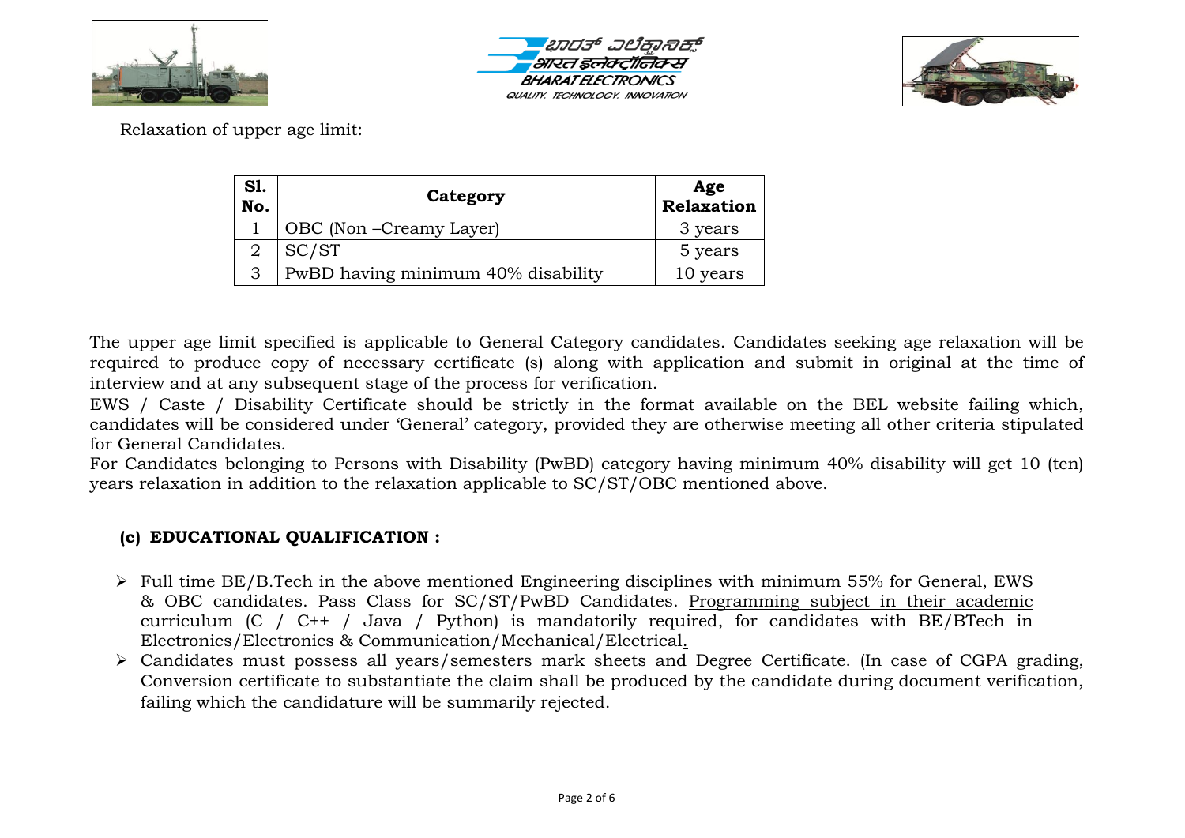Relaxation of upper age limit:

| Sl. No. | Category | Age Relaxation |
|---|---|---|
| 1 | OBC (Non –Creamy Layer) | 3 years |
| 2 | SC/ST | 5 years |
| 3 | PwBD having minimum 40% disability | 10 years |

The upper age limit specified is applicable to General Category candidates. Candidates seeking age relaxation will be required to produce copy of necessary certificate (s) along with application and submit in original at the time of interview and at any subsequent stage of the process for verification.

EWS / Caste / Disability Certificate should be strictly in the format available on the BEL website failing which, candidates will be considered under 'General' category, provided they are otherwise meeting all other criteria stipulated for General Candidates.

For Candidates belonging to Persons with Disability (PwBD) category having minimum 40% disability will get 10 (ten) years relaxation in addition to the relaxation applicable to SC/ST/OBC mentioned above.

### (c) EDUCATIONAL QUALIFICATION :

- Full time BE/B.Tech in the above mentioned Engineering disciplines with minimum 55% for General, EWS & OBC candidates. Pass Class for SC/ST/PwBD Candidates. <u>Programming subject in their academic curriculum (C / C++ / Java / Python) is mandatorily required, for candidates with BE/BTech in</u> Electronics/Electronics & Communication/Mechanical/Electrical.
- Candidates must possess all years/semesters mark sheets and Degree Certificate. (In case of CGPA grading, Conversion certificate to substantiate the claim shall be produced by the candidate during document verification, failing which the candidature will be summarily rejected.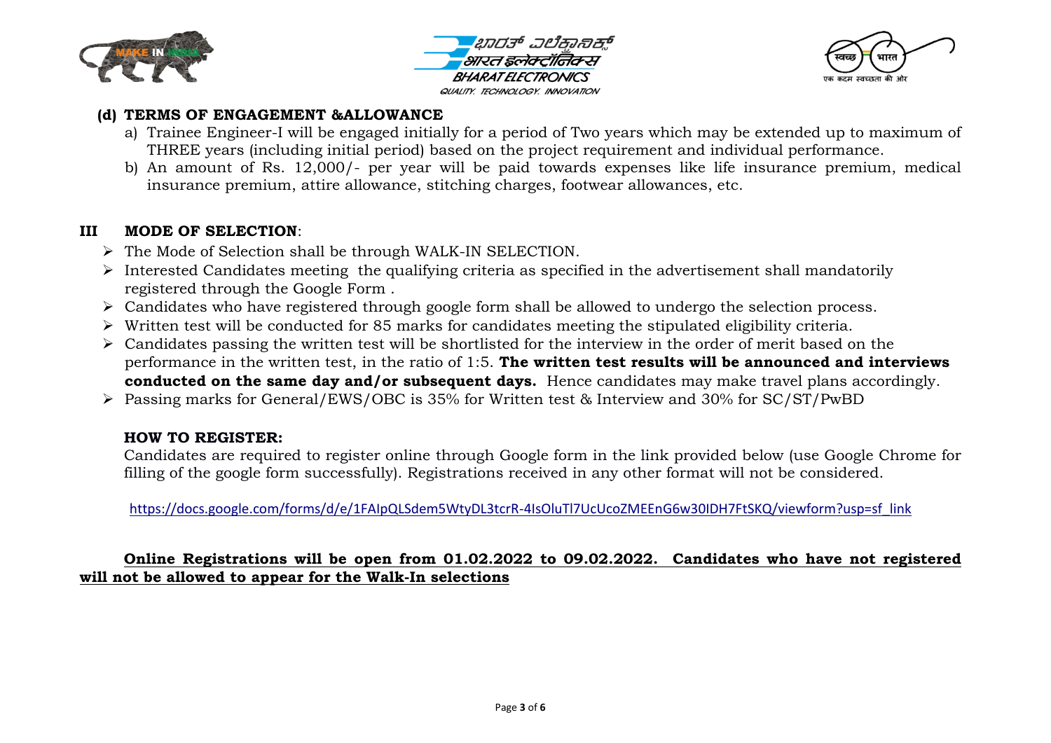**(d) TERMS OF ENGAGEMENT &ALLOWANCE**

a) Trainee Engineer-I will be engaged initially for a period of Two years which may be extended up to maximum of THREE years (including initial period) based on the project requirement and individual performance.

b) An amount of Rs. 12,000/- per year will be paid towards expenses like life insurance premium, medical insurance premium, attire allowance, stitching charges, footwear allowances, etc.

## III MODE OF SELECTION:

- The Mode of Selection shall be through WALK-IN SELECTION.
- Interested Candidates meeting the qualifying criteria as specified in the advertisement shall mandatorily registered through the Google Form .
- Candidates who have registered through google form shall be allowed to undergo the selection process.
- Written test will be conducted for 85 marks for candidates meeting the stipulated eligibility criteria.
- Candidates passing the written test will be shortlisted for the interview in the order of merit based on the performance in the written test, in the ratio of 1:5. **The written test results will be announced and interviews conducted on the same day and/or subsequent days.** Hence candidates may make travel plans accordingly.
- Passing marks for General/EWS/OBC is 35% for Written test & Interview and 30% for SC/ST/PwBD

**HOW TO REGISTER:**

Candidates are required to register online through Google form in the link provided below (use Google Chrome for filling of the google form successfully). Registrations received in any other format will not be considered.

https://docs.google.com/forms/d/e/1FAIpQLSdem5WtyDL3tcrR-4IsOluTl7UcUcoZMEEnG6w30IDH7FtSKQ/viewform?usp=sf_link

**Online Registrations will be open from 01.02.2022 to 09.02.2022. Candidates who have not registered will not be allowed to appear for the Walk-In selections**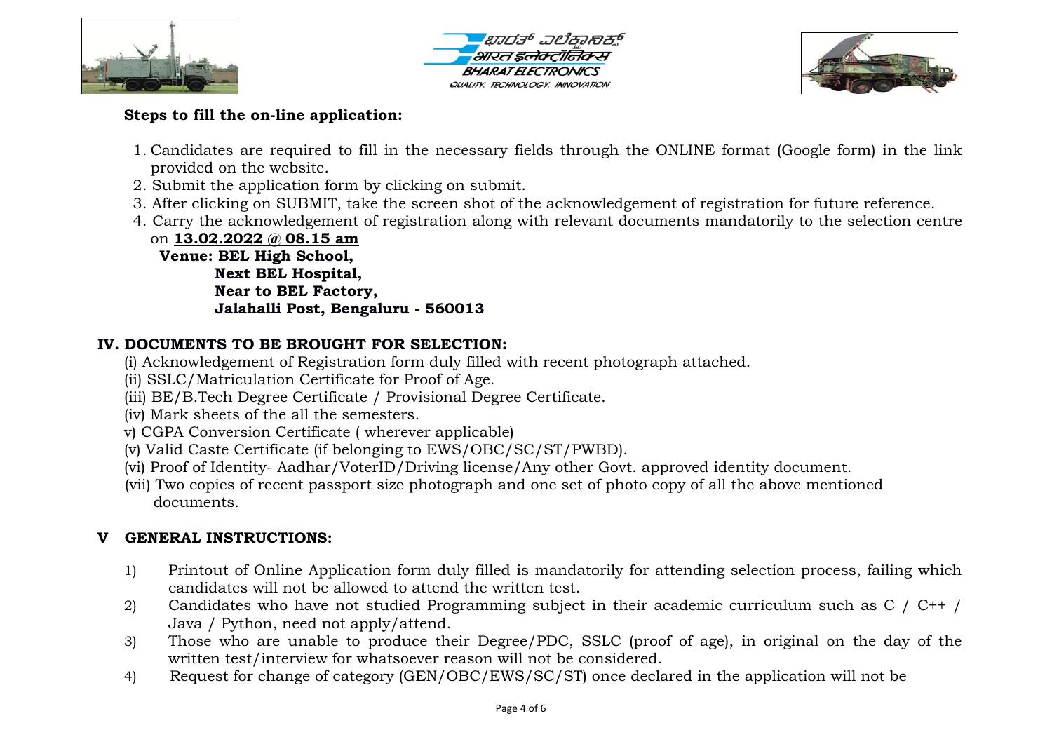**Steps to fill the on-line application:**

1. Candidates are required to fill in the necessary fields through the ONLINE format (Google form) in the link provided on the website.
2. Submit the application form by clicking on submit.
3. After clicking on SUBMIT, take the screen shot of the acknowledgement of registration for future reference.
4. Carry the acknowledgement of registration along with relevant documents mandatorily to the selection centre on **13.02.2022 @ 08.15 am**

   **Venue: BEL High School,**
   **Next BEL Hospital,**
   **Near to BEL Factory,**
   **Jalahalli Post, Bengaluru - 560013**

## IV. DOCUMENTS TO BE BROUGHT FOR SELECTION:

(i) Acknowledgement of Registration form duly filled with recent photograph attached.
(ii) SSLC/Matriculation Certificate for Proof of Age.
(iii) BE/B.Tech Degree Certificate / Provisional Degree Certificate.
(iv) Mark sheets of the all the semesters.
v) CGPA Conversion Certificate ( wherever applicable)
(v) Valid Caste Certificate (if belonging to EWS/OBC/SC/ST/PWBD).
(vi) Proof of Identity- Aadhar/VoterID/Driving license/Any other Govt. approved identity document.
(vii) Two copies of recent passport size photograph and one set of photo copy of all the above mentioned documents.

## V GENERAL INSTRUCTIONS:

1) Printout of Online Application form duly filled is mandatorily for attending selection process, failing which candidates will not be allowed to attend the written test.
2) Candidates who have not studied Programming subject in their academic curriculum such as C / C++ / Java / Python, need not apply/attend.
3) Those who are unable to produce their Degree/PDC, SSLC (proof of age), in original on the day of the written test/interview for whatsoever reason will not be considered.
4) Request for change of category (GEN/OBC/EWS/SC/ST) once declared in the application will not be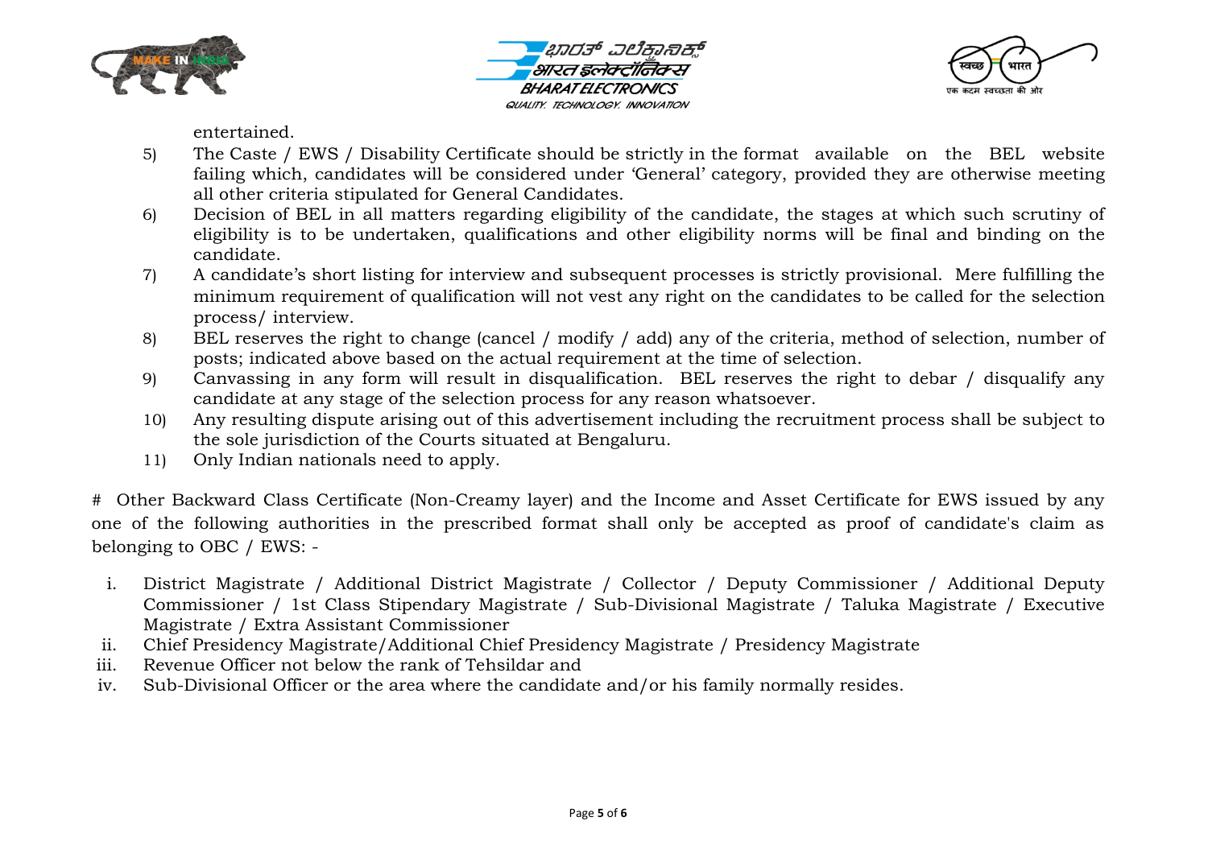entertained.

5) The Caste / EWS / Disability Certificate should be strictly in the format available on the BEL website failing which, candidates will be considered under 'General' category, provided they are otherwise meeting all other criteria stipulated for General Candidates.
6) Decision of BEL in all matters regarding eligibility of the candidate, the stages at which such scrutiny of eligibility is to be undertaken, qualifications and other eligibility norms will be final and binding on the candidate.
7) A candidate's short listing for interview and subsequent processes is strictly provisional. Mere fulfilling the minimum requirement of qualification will not vest any right on the candidates to be called for the selection process/ interview.
8) BEL reserves the right to change (cancel / modify / add) any of the criteria, method of selection, number of posts; indicated above based on the actual requirement at the time of selection.
9) Canvassing in any form will result in disqualification. BEL reserves the right to debar / disqualify any candidate at any stage of the selection process for any reason whatsoever.
10) Any resulting dispute arising out of this advertisement including the recruitment process shall be subject to the sole jurisdiction of the Courts situated at Bengaluru.
11) Only Indian nationals need to apply.

# Other Backward Class Certificate (Non-Creamy layer) and the Income and Asset Certificate for EWS issued by any one of the following authorities in the prescribed format shall only be accepted as proof of candidate's claim as belonging to OBC / EWS: -

i. District Magistrate / Additional District Magistrate / Collector / Deputy Commissioner / Additional Deputy Commissioner / 1st Class Stipendary Magistrate / Sub-Divisional Magistrate / Taluka Magistrate / Executive Magistrate / Extra Assistant Commissioner
ii. Chief Presidency Magistrate/Additional Chief Presidency Magistrate / Presidency Magistrate
iii. Revenue Officer not below the rank of Tehsildar and
iv. Sub-Divisional Officer or the area where the candidate and/or his family normally resides.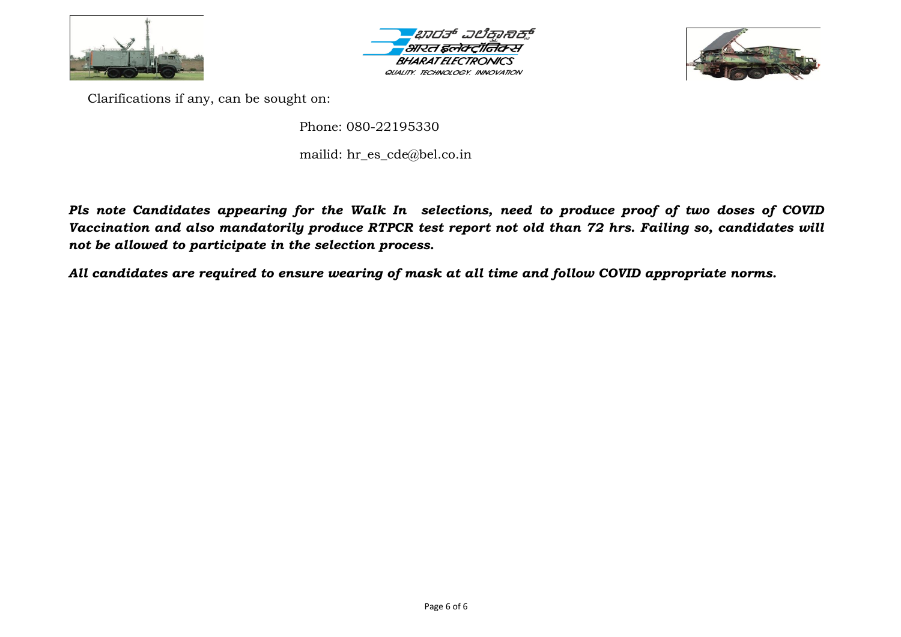Clarifications if any, can be sought on:

Phone: 080-22195330

mailid: hr_es_cde@bel.co.in

***Pls note Candidates appearing for the Walk In selections, need to produce proof of two doses of COVID Vaccination and also mandatorily produce RTPCR test report not old than 72 hrs. Failing so, candidates will not be allowed to participate in the selection process.***

***All candidates are required to ensure wearing of mask at all time and follow COVID appropriate norms.***